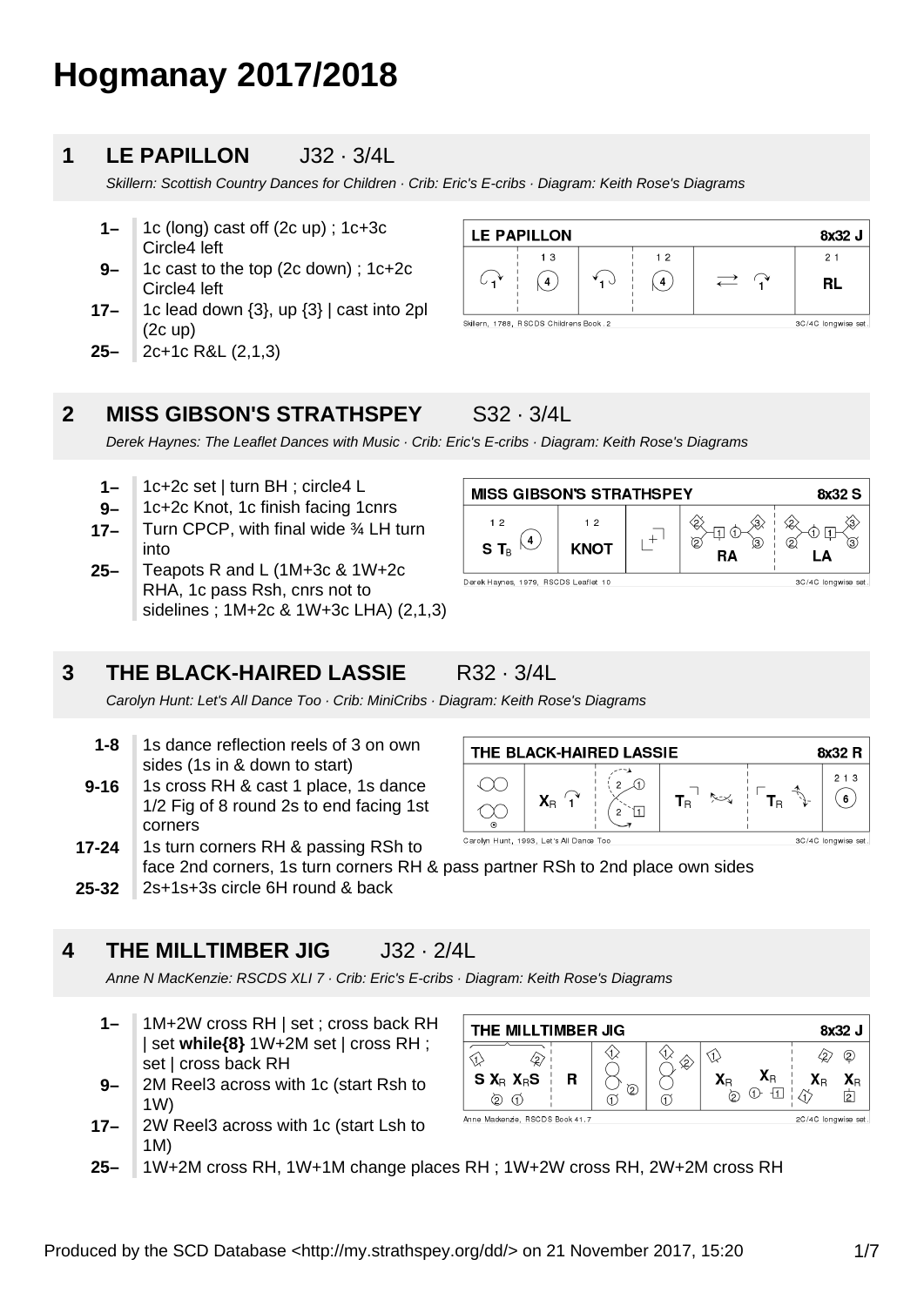# Hogmanay 2017/2018

## 1 LE PAPILLON J32 · 3/4L

*Skillern: Scottish Country Dances for Children · Crib: Eric's E-cribs · Diagram: Keith Rose's Diagrams*

- **1–** 1c (long) cast off (2c up) ; 1c+3c Circle4 left
- **9–** 1c cast to the top (2c down) ; 1c+2c Circle4 left
- **17–** 1c lead down {3}, up {3} | cast into 2pl (2c up)
- **25–** 2c+1c R&L (2,1,3)

## 2 MISS GIBSON'S STRATHSPEY S32 · 3/4L

*Derek Haynes: The Leaflet Dances with Music · Crib: Eric's E-cribs · Diagram: Keith Rose's Diagrams*

- **1–** 1c+2c set | turn BH ; circle4 L
- **9–** 1c+2c Knot, 1c finish facing 1cnrs
- **17–** Turn CPCP, with final wide ¾ LH turn into
- **25–** Teapots R and L (1M+3c & 1W+2c RHA, 1c pass Rsh, cnrs not to sidelines ; 1M+2c & 1W+3c LHA) (2,1,3)

## 3 THE BLACK-HAIRED LASSIE R32 · 3/4L

*Carolyn Hunt: Let's All Dance Too · Crib: MiniCribs · Diagram: Keith Rose's Diagrams*

- **1-8** 1s dance reflection reels of 3 on own sides (1s in & down to start)
- **9-16** 1s cross RH & cast 1 place, 1s dance 1/2 Fig of 8 round 2s to end facing 1st corners
- **17-24** 1s turn corners RH & passing RSh to face 2nd corners, 1s turn corners RH & pass partner RSh to 2nd place own sides
- **25-32** 2s+1s+3s circle 6H round & back

## 4 THE MILLTIMBER JIG J32 · 2/4L

*Anne N MacKenzie: RSCDS XLI 7 · Crib: Eric's E-cribs · Diagram: Keith Rose's Diagrams*

- **1–** 1M+2W cross RH | set ; cross back RH | set **while{8}** 1W+2M set | cross RH ; set | cross back RH
- **9–** 2M Reel3 across with 1c (start Rsh to 1W)
- **17–** 2W Reel3 across with 1c (start Lsh to 1M)
- **25–** 1W+2M cross RH, 1W+1M change places RH ; 1W+2W cross RH, 2W+2M cross RH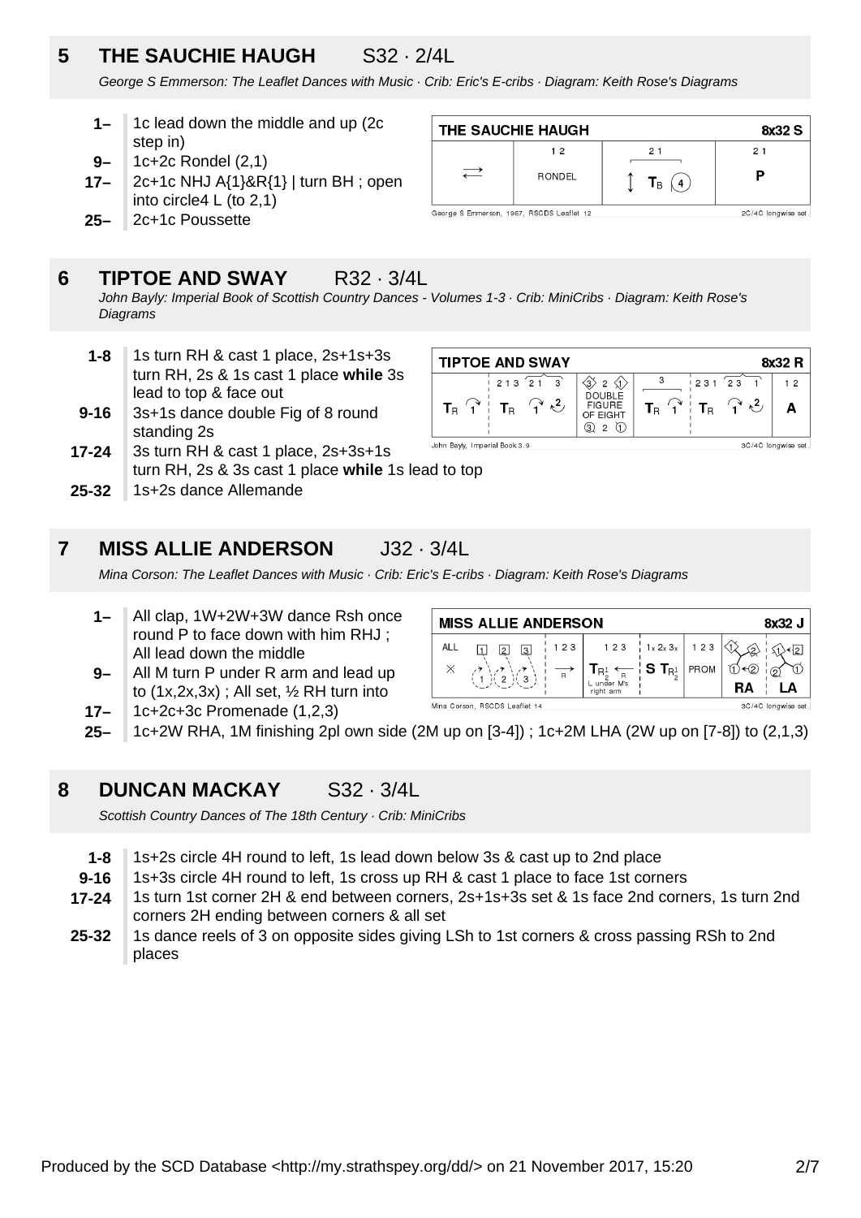## 5 THE SAUCHIE HAUGH S32 · 2/4L

*George S Emmerson: The Leaflet Dances with Music · Crib: Eric's E-cribs · Diagram: Keith Rose's Diagrams*

| | |
|---|---|
| **1–** | 1c lead down the middle and up (2c step in) |
| **9–** | 1c+2c Rondel (2,1) |
| **17–** | 2c+1c NHJ A{1}&R{1} \| turn BH ; open into circle4 L (to 2,1) |
| **25–** | 2c+1c Poussette |

| THE SAUCHIE HAUGH | | | 8x32 S |
|---|---|---|---|
| | 1 2 | 2 1 | 2 1 |
| ⇄ | RONDEL | ↕ $T_B$ (4) | P |
| George S Emmerson, 1967, RSCDS Leaflet 12 | | | 2C/4C longwise set. |

## 6 TIPTOE AND SWAY R32 · 3/4L

*John Bayly: Imperial Book of Scottish Country Dances - Volumes 1-3 · Crib: MiniCribs · Diagram: Keith Rose's Diagrams*

| | |
|---|---|
| **1-8** | 1s turn RH & cast 1 place, 2s+1s+3s turn RH, 2s & 1s cast 1 place **while** 3s lead to top & face out |
| **9-16** | 3s+1s dance double Fig of 8 round standing 2s |
| **17-24** | 3s turn RH & cast 1 place, 2s+3s+1s turn RH, 2s & 3s cast 1 place **while** 1s lead to top |
| **25-32** | 1s+2s dance Allemande |

| TIPTOE AND SWAY | | | | | 8x32 R |
|---|---|---|---|---|---|
| $T_R$ 1 | 2 1 3 $T_R$ 1 2 | 3 2 1 DOUBLE FIGURE OF EIGHT 3 2 1 | 3 $T_R$ 1 | 2 3 1 $T_R$ 1 2 | 1 2 A |
| John Bayly, Imperial Book 3.9 | | | | | 3C/4C longwise set. |

## 7 MISS ALLIE ANDERSON J32 · 3/4L

*Mina Corson: The Leaflet Dances with Music · Crib: Eric's E-cribs · Diagram: Keith Rose's Diagrams*

| | |
|---|---|
| **1–** | All clap, 1W+2W+3W dance Rsh once round P to face down with him RHJ ; All lead down the middle |
| **9–** | All M turn P under R arm and lead up to (1x,2x,3x) ; All set, ½ RH turn into |
| **17–** | 1c+2c+3c Promenade (1,2,3) |
| **25–** | 1c+2W RHA, 1M finishing 2pl own side (2M up on [3-4]) ; 1c+2M LHA (2W up on [7-8]) to (2,1,3) |

| MISS ALLIE ANDERSON | | | | | | 8x32 J |
|---|---|---|---|---|---|---|
| ALL × | 1 2 3 | 1 2 3 → R | 1 2 3 $T_{R^1_2}$ ← R L under M's right arm | 1x 2x 3x S $T_{R^1_2}$ | 1 2 3 PROM | RA LA |
| Mina Corson, RSCDS Leaflet 14 | | | | | | 3C/4C longwise set. |

## 8 DUNCAN MACKAY S32 · 3/4L

*Scottish Country Dances of The 18th Century · Crib: MiniCribs*

| | |
|---|---|
| **1-8** | 1s+2s circle 4H round to left, 1s lead down below 3s & cast up to 2nd place |
| **9-16** | 1s+3s circle 4H round to left, 1s cross up RH & cast 1 place to face 1st corners |
| **17-24** | 1s turn 1st corner 2H & end between corners, 2s+1s+3s set & 1s face 2nd corners, 1s turn 2nd corners 2H ending between corners & all set |
| **25-32** | 1s dance reels of 3 on opposite sides giving LSh to 1st corners & cross passing RSh to 2nd places |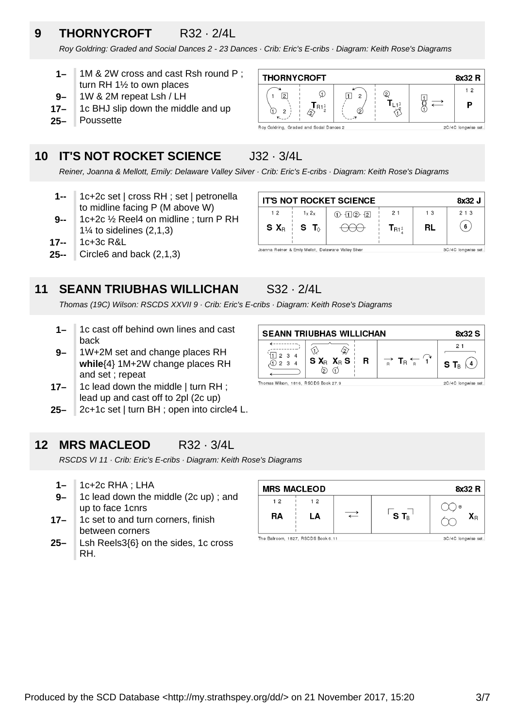## 9 THORNYCROFT R32 · 2/4L

*Roy Goldring: Graded and Social Dances 2 - 23 Dances · Crib: Eric's E-cribs · Diagram: Keith Rose's Diagrams*

- **1–** 1M & 2W cross and cast Rsh round P ; turn RH 1½ to own places
- **9–** 1W & 2M repeat Lsh / LH
- **17–** 1c BHJ slip down the middle and up
- **25–** Poussette

## 10 IT'S NOT ROCKET SCIENCE J32 · 3/4L

*Reiner, Joanna & Mellott, Emily: Delaware Valley Silver · Crib: Eric's E-cribs · Diagram: Keith Rose's Diagrams*

- **1--** 1c+2c set | cross RH ; set | petronella to midline facing P (M above W)
- **9--** 1c+2c ½ Reel4 on midline ; turn P RH 1¼ to sidelines (2,1,3)
- **17--** 1c+3c R&L
- **25--** Circle6 and back (2,1,3)

## 11 SEANN TRIUBHAS WILLICHAN S32 · 2/4L

*Thomas (19C) Wilson: RSCDS XXVII 9 · Crib: Eric's E-cribs · Diagram: Keith Rose's Diagrams*

- **1–** 1c cast off behind own lines and cast back
- **9–** 1W+2M set and change places RH **while**{4} 1M+2W change places RH and set ; repeat
- **17–** 1c lead down the middle | turn RH ; lead up and cast off to 2pl (2c up)
- **25–** 2c+1c set | turn BH ; open into circle4 L.

## 12 MRS MACLEOD R32 · 3/4L

*RSCDS VI 11 · Crib: Eric's E-cribs · Diagram: Keith Rose's Diagrams*

- **1–** 1c+2c RHA ; LHA
- **9–** 1c lead down the middle (2c up) ; and up to face 1cnrs
- **17–** 1c set to and turn corners, finish between corners
- **25–** Lsh Reels3{6} on the sides, 1c cross RH.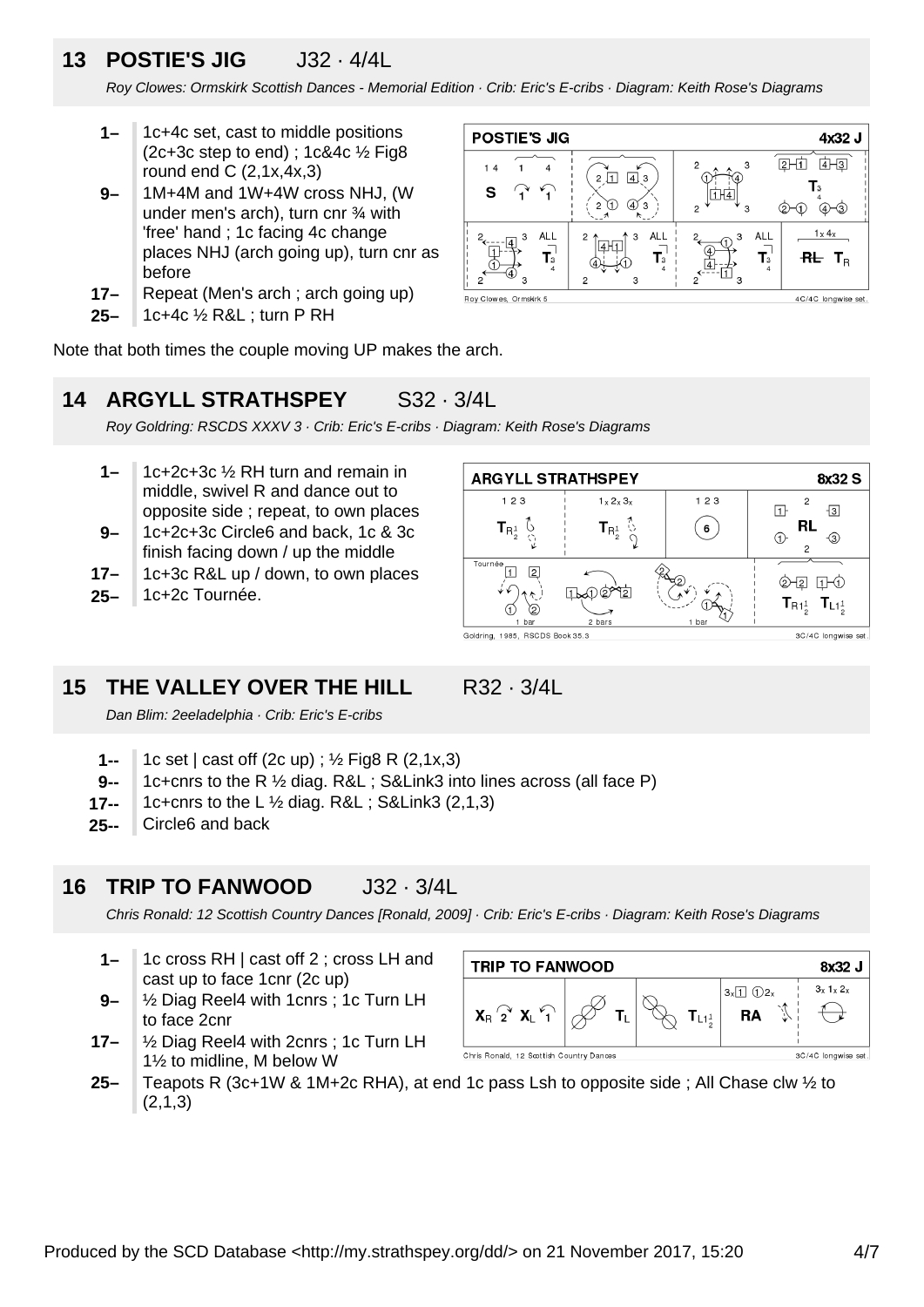## 13 POSTIE'S JIG J32 · 4/4L

*Roy Clowes: Ormskirk Scottish Dances - Memorial Edition · Crib: Eric's E-cribs · Diagram: Keith Rose's Diagrams*

- **1–** 1c+4c set, cast to middle positions (2c+3c step to end) ; 1c&4c ½ Fig8 round end C (2,1x,4x,3)
- **9–** 1M+4M and 1W+4W cross NHJ, (W under men's arch), turn cnr ¾ with 'free' hand ; 1c facing 4c change places NHJ (arch going up), turn cnr as before
- **17–** Repeat (Men's arch ; arch going up)
- **25–** 1c+4c ½ R&L ; turn P RH

Note that both times the couple moving UP makes the arch.

## 14 ARGYLL STRATHSPEY S32 · 3/4L

*Roy Goldring: RSCDS XXXV 3 · Crib: Eric's E-cribs · Diagram: Keith Rose's Diagrams*

- **1–** 1c+2c+3c ½ RH turn and remain in middle, swivel R and dance out to opposite side ; repeat, to own places
- **9–** 1c+2c+3c Circle6 and back, 1c & 3c finish facing down / up the middle
- **17–** 1c+3c R&L up / down, to own places
- **25–** 1c+2c Tournée.

## 15 THE VALLEY OVER THE HILL R32 · 3/4L

*Dan Blim: 2eeladelphia · Crib: Eric's E-cribs*

- **1--** 1c set | cast off (2c up) ; ½ Fig8 R (2,1x,3)
- **9--** 1c+cnrs to the R ½ diag. R&L ; S&Link3 into lines across (all face P)
- **17--** 1c+cnrs to the L ½ diag. R&L ; S&Link3 (2,1,3)
- **25--** Circle6 and back

## 16 TRIP TO FANWOOD J32 · 3/4L

*Chris Ronald: 12 Scottish Country Dances [Ronald, 2009] · Crib: Eric's E-cribs · Diagram: Keith Rose's Diagrams*

- **1–** 1c cross RH | cast off 2 ; cross LH and cast up to face 1cnr (2c up)
- **9–** ½ Diag Reel4 with 1cnrs ; 1c Turn LH to face 2cnr
- **17–** ½ Diag Reel4 with 2cnrs ; 1c Turn LH 1½ to midline, M below W
- **25–** Teapots R (3c+1W & 1M+2c RHA), at end 1c pass Lsh to opposite side ; All Chase clw ½ to (2,1,3)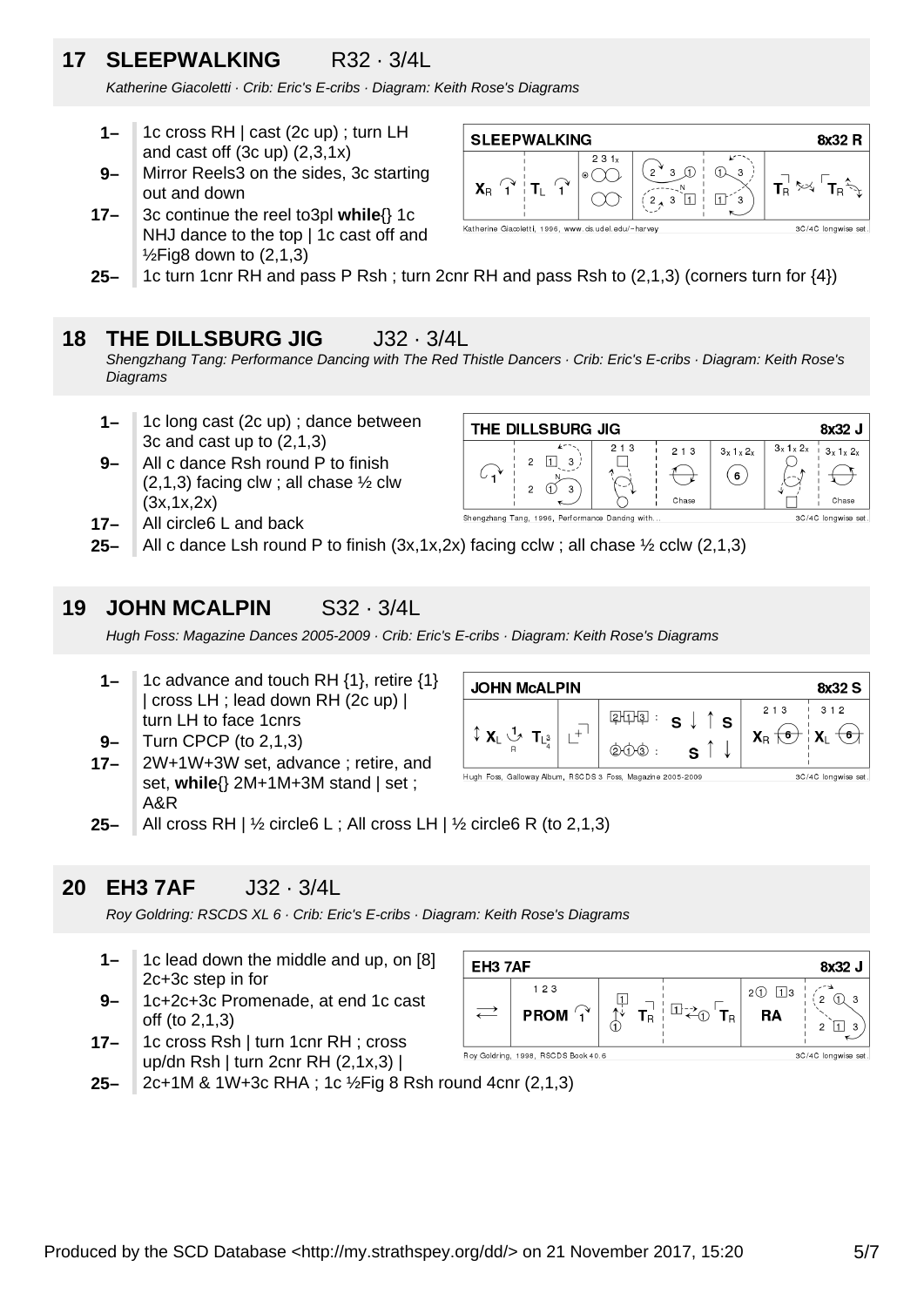## 17 SLEEPWALKING R32 · 3/4L

*Katherine Giacoletti · Crib: Eric's E-cribs · Diagram: Keith Rose's Diagrams*

- **1–** 1c cross RH | cast (2c up) ; turn LH and cast off (3c up) (2,3,1x)
- **9–** Mirror Reels3 on the sides, 3c starting out and down
- **17–** 3c continue the reel to3pl **while**{} 1c NHJ dance to the top | 1c cast off and ½Fig8 down to (2,1,3)
- **25–** 1c turn 1cnr RH and pass P Rsh ; turn 2cnr RH and pass Rsh to (2,1,3) (corners turn for {4})

## 18 THE DILLSBURG JIG J32 · 3/4L

*Shengzhang Tang: Performance Dancing with The Red Thistle Dancers · Crib: Eric's E-cribs · Diagram: Keith Rose's Diagrams*

- **1–** 1c long cast (2c up) ; dance between 3c and cast up to (2,1,3)
- **9–** All c dance Rsh round P to finish (2,1,3) facing clw ; all chase ½ clw (3x,1x,2x)
- **17–** All circle6 L and back
- **25–** All c dance Lsh round P to finish (3x,1x,2x) facing cclw ; all chase ½ cclw (2,1,3)

## 19 JOHN MCALPIN S32 · 3/4L

*Hugh Foss: Magazine Dances 2005-2009 · Crib: Eric's E-cribs · Diagram: Keith Rose's Diagrams*

- **1–** 1c advance and touch RH {1}, retire {1} | cross LH ; lead down RH (2c up) | turn LH to face 1cnrs
- **9–** Turn CPCP (to 2,1,3)
- **17–** 2W+1W+3W set, advance ; retire, and set, **while**{} 2M+1M+3M stand | set ; A&R
- **25–** All cross RH | ½ circle6 L ; All cross LH | ½ circle6 R (to 2,1,3)

## 20 EH3 7AF J32 · 3/4L

*Roy Goldring: RSCDS XL 6 · Crib: Eric's E-cribs · Diagram: Keith Rose's Diagrams*

- **1–** 1c lead down the middle and up, on [8] 2c+3c step in for
- **9–** 1c+2c+3c Promenade, at end 1c cast off (to 2,1,3)
- **17–** 1c cross Rsh | turn 1cnr RH ; cross up/dn Rsh | turn 2cnr RH (2,1x,3) |
- **25–** 2c+1M & 1W+3c RHA ; 1c ½Fig 8 Rsh round 4cnr (2,1,3)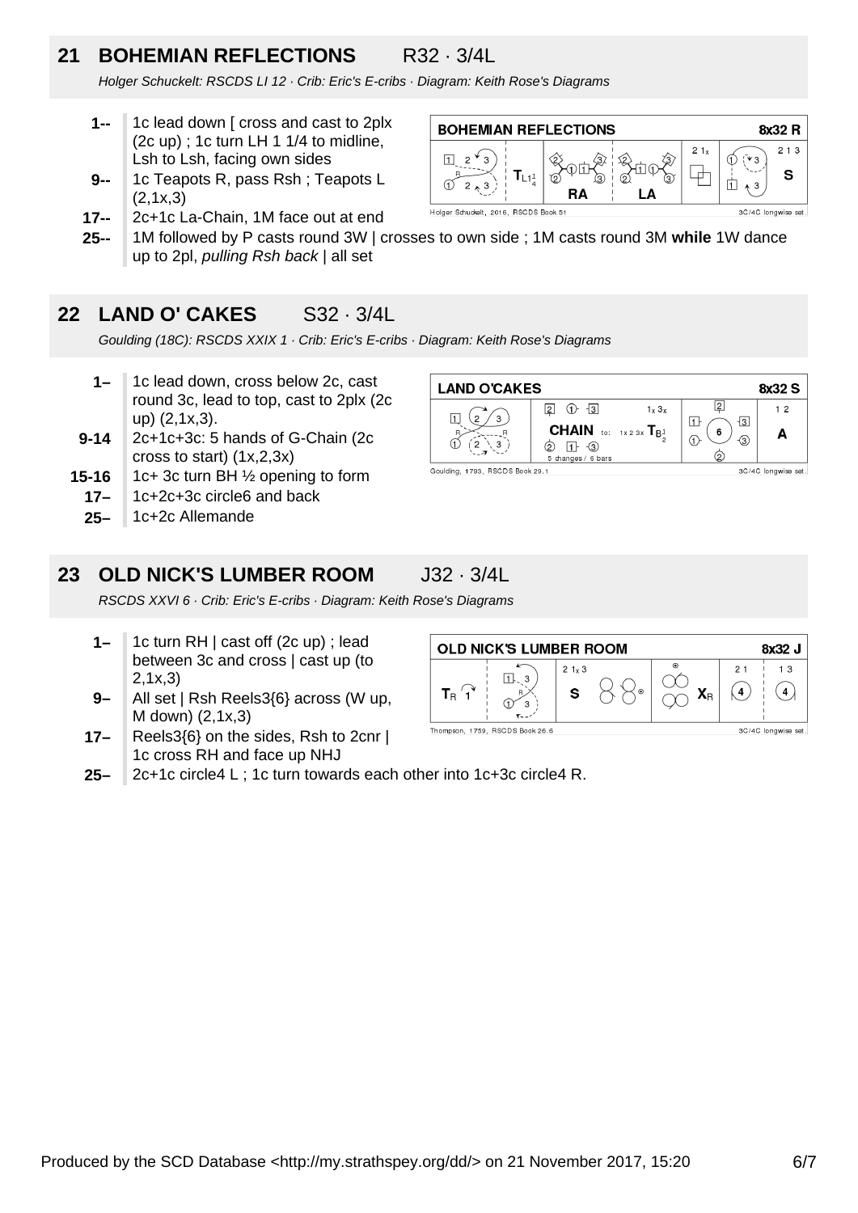## 21 BOHEMIAN REFLECTIONS R32 · 3/4L

*Holger Schuckelt: RSCDS LI 12 · Crib: Eric's E-cribs · Diagram: Keith Rose's Diagrams*

- **1--** 1c lead down [ cross and cast to 2plx (2c up) ; 1c turn LH 1 1/4 to midline, Lsh to Lsh, facing own sides
- **9--** 1c Teapots R, pass Rsh ; Teapots L (2,1x,3)
- **17--** 2c+1c La-Chain, 1M face out at end
- **25--** 1M followed by P casts round 3W | crosses to own side ; 1M casts round 3M **while** 1W dance up to 2pl, *pulling Rsh back* | all set

## 22 LAND O' CAKES S32 · 3/4L

*Goulding (18C): RSCDS XXIX 1 · Crib: Eric's E-cribs · Diagram: Keith Rose's Diagrams*

- **1–** 1c lead down, cross below 2c, cast round 3c, lead to top, cast to 2plx (2c up) (2,1x,3).
- **9-14** 2c+1c+3c: 5 hands of G-Chain (2c cross to start) (1x,2,3x)
- **15-16** 1c+ 3c turn BH ½ opening to form
- **17–** 1c+2c+3c circle6 and back
- **25–** 1c+2c Allemande

## 23 OLD NICK'S LUMBER ROOM J32 · 3/4L

*RSCDS XXVI 6 · Crib: Eric's E-cribs · Diagram: Keith Rose's Diagrams*

- **1–** 1c turn RH | cast off (2c up) ; lead between 3c and cross | cast up (to 2,1x,3)
- **9–** All set | Rsh Reels3{6} across (W up, M down) (2,1x,3)
- **17–** Reels3{6} on the sides, Rsh to 2cnr | 1c cross RH and face up NHJ
- **25–** 2c+1c circle4 L ; 1c turn towards each other into 1c+3c circle4 R.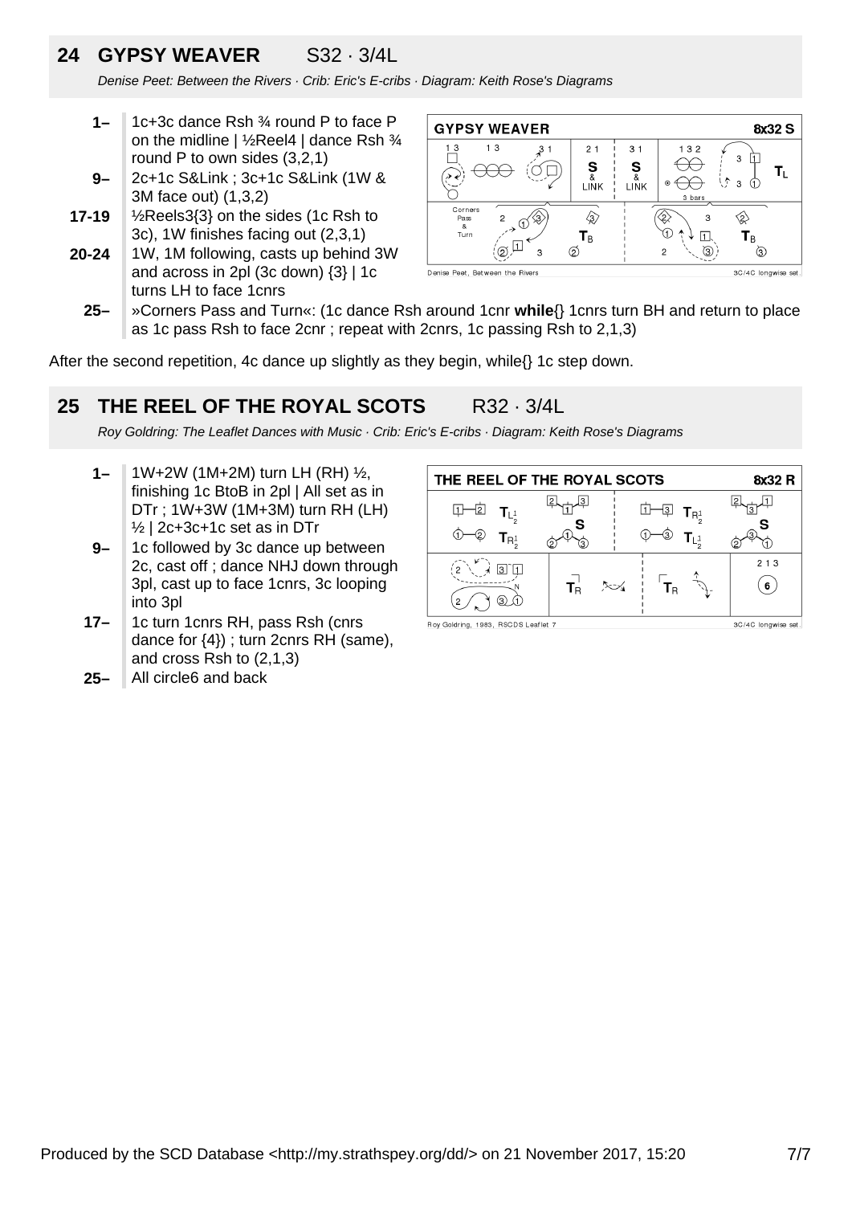## 24 GYPSY WEAVER S32 · 3/4L

*Denise Peet: Between the Rivers · Crib: Eric's E-cribs · Diagram: Keith Rose's Diagrams*

- **1–** 1c+3c dance Rsh ¾ round P to face P on the midline | ½Reel4 | dance Rsh ¾ round P to own sides (3,2,1)
- **9–** 2c+1c S&Link ; 3c+1c S&Link (1W & 3M face out) (1,3,2)
- **17-19** ½Reels3{3} on the sides (1c Rsh to 3c), 1W finishes facing out (2,3,1)
- **20-24** 1W, 1M following, casts up behind 3W and across in 2pl (3c down) {3} | 1c turns LH to face 1cnrs
- **25–** »Corners Pass and Turn«: (1c dance Rsh around 1cnr **while**{} 1cnrs turn BH and return to place as 1c pass Rsh to face 2cnr ; repeat with 2cnrs, 1c passing Rsh to 2,1,3)

After the second repetition, 4c dance up slightly as they begin, while{} 1c step down.

GYPSY WEAVER 8x32 S

Denise Peet, Between the Rivers 3C/4C longwise set.

## 25 THE REEL OF THE ROYAL SCOTS R32 · 3/4L

*Roy Goldring: The Leaflet Dances with Music · Crib: Eric's E-cribs · Diagram: Keith Rose's Diagrams*

- **1–** 1W+2W (1M+2M) turn LH (RH) ½, finishing 1c BtoB in 2pl | All set as in DTr ; 1W+3W (1M+3M) turn RH (LH) ½ | 2c+3c+1c set as in DTr
- **9–** 1c followed by 3c dance up between 2c, cast off ; dance NHJ down through 3pl, cast up to face 1cnrs, 3c looping into 3pl
- **17–** 1c turn 1cnrs RH, pass Rsh (cnrs dance for {4}) ; turn 2cnrs RH (same), and cross Rsh to (2,1,3)
- **25–** All circle6 and back

THE REEL OF THE ROYAL SCOTS 8x32 R

Roy Goldring, 1983, RSCDS Leaflet 7 3C/4C longwise set.